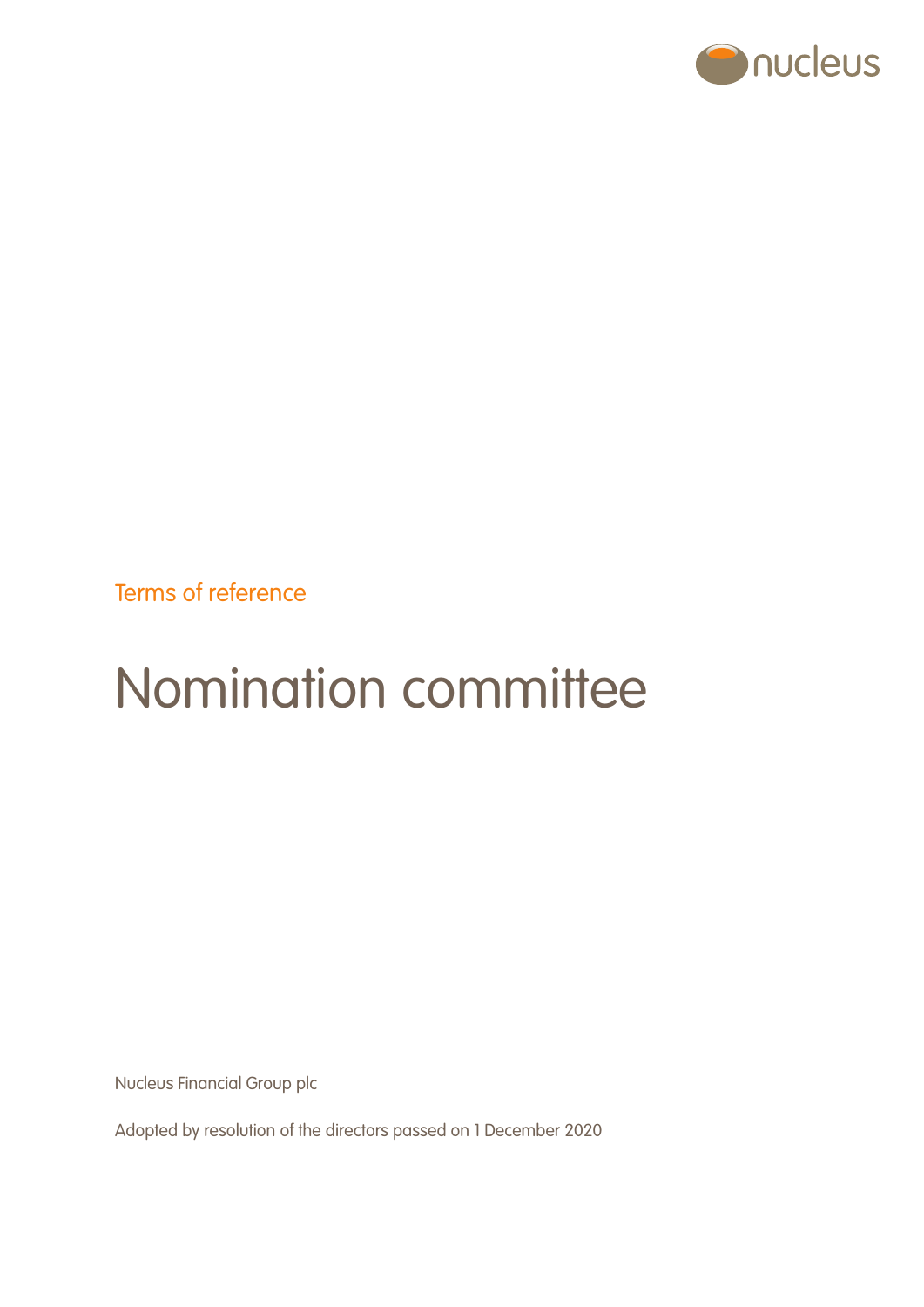Terms of reference

# Nomination committee

Nucleus Financial Group plc

Adopted by resolution of the directors passed on 1 December 2020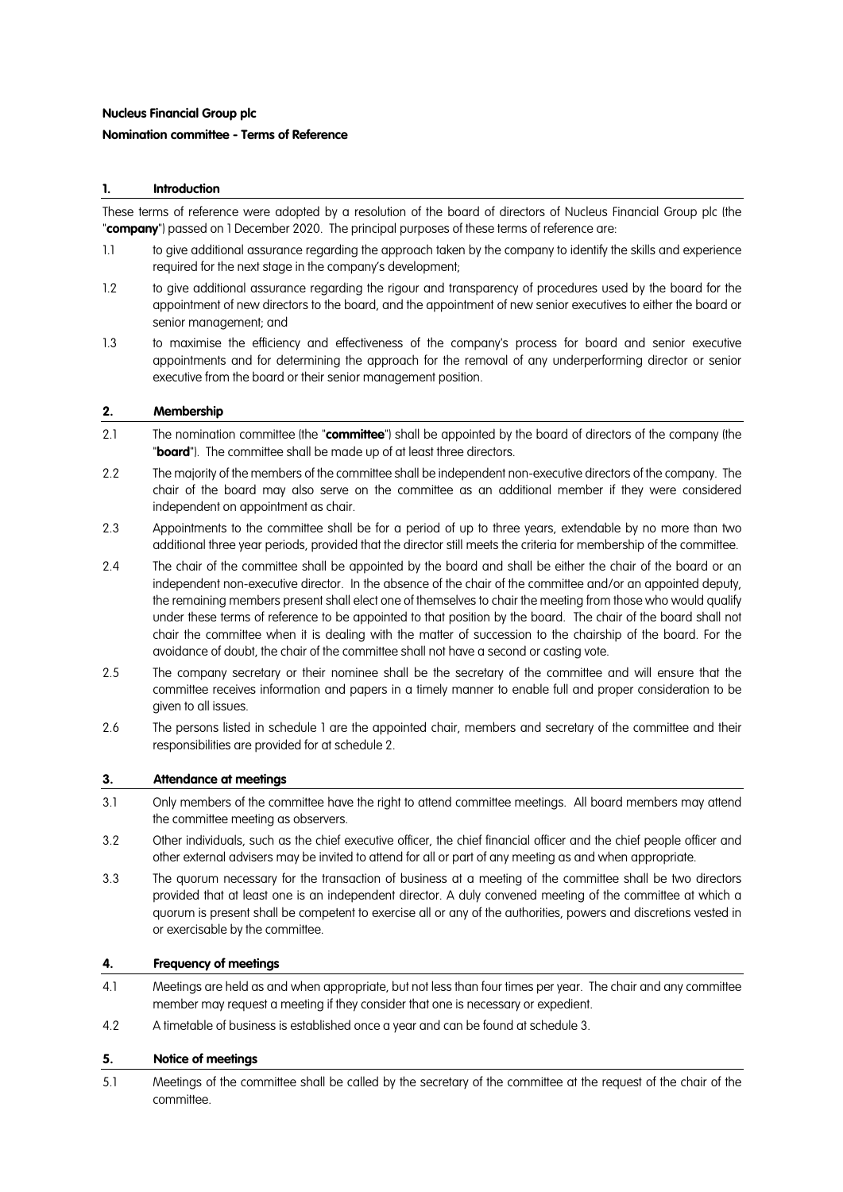**Nucleus Financial Group plc**

**Nomination committee - Terms of Reference**

## 1. Introduction

These terms of reference were adopted by a resolution of the board of directors of Nucleus Financial Group plc (the "**company**") passed on 1 December 2020. The principal purposes of these terms of reference are:

1.1 to give additional assurance regarding the approach taken by the company to identify the skills and experience required for the next stage in the company's development;

1.2 to give additional assurance regarding the rigour and transparency of procedures used by the board for the appointment of new directors to the board, and the appointment of new senior executives to either the board or senior management; and

1.3 to maximise the efficiency and effectiveness of the company's process for board and senior executive appointments and for determining the approach for the removal of any underperforming director or senior executive from the board or their senior management position.

## 2. Membership

2.1 The nomination committee (the "**committee**") shall be appointed by the board of directors of the company (the "**board**"). The committee shall be made up of at least three directors.

2.2 The majority of the members of the committee shall be independent non-executive directors of the company. The chair of the board may also serve on the committee as an additional member if they were considered independent on appointment as chair.

2.3 Appointments to the committee shall be for a period of up to three years, extendable by no more than two additional three year periods, provided that the director still meets the criteria for membership of the committee.

2.4 The chair of the committee shall be appointed by the board and shall be either the chair of the board or an independent non-executive director. In the absence of the chair of the committee and/or an appointed deputy, the remaining members present shall elect one of themselves to chair the meeting from those who would qualify under these terms of reference to be appointed to that position by the board. The chair of the board shall not chair the committee when it is dealing with the matter of succession to the chairship of the board. For the avoidance of doubt, the chair of the committee shall not have a second or casting vote.

2.5 The company secretary or their nominee shall be the secretary of the committee and will ensure that the committee receives information and papers in a timely manner to enable full and proper consideration to be given to all issues.

2.6 The persons listed in schedule 1 are the appointed chair, members and secretary of the committee and their responsibilities are provided for at schedule 2.

## 3. Attendance at meetings

3.1 Only members of the committee have the right to attend committee meetings. All board members may attend the committee meeting as observers.

3.2 Other individuals, such as the chief executive officer, the chief financial officer and the chief people officer and other external advisers may be invited to attend for all or part of any meeting as and when appropriate.

3.3 The quorum necessary for the transaction of business at a meeting of the committee shall be two directors provided that at least one is an independent director. A duly convened meeting of the committee at which a quorum is present shall be competent to exercise all or any of the authorities, powers and discretions vested in or exercisable by the committee.

## 4. Frequency of meetings

4.1 Meetings are held as and when appropriate, but not less than four times per year. The chair and any committee member may request a meeting if they consider that one is necessary or expedient.

4.2 A timetable of business is established once a year and can be found at schedule 3.

## 5. Notice of meetings

5.1 Meetings of the committee shall be called by the secretary of the committee at the request of the chair of the committee.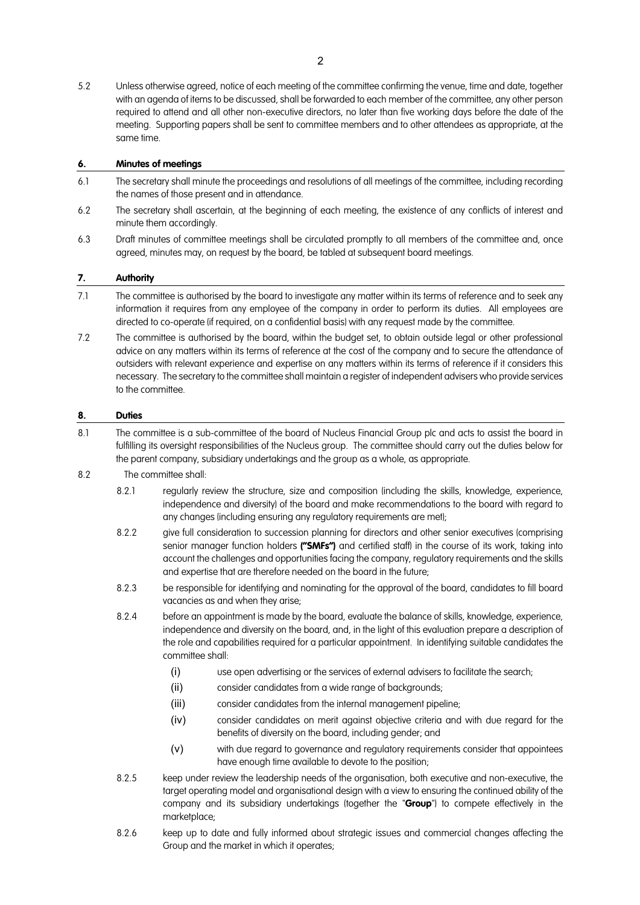5.2 Unless otherwise agreed, notice of each meeting of the committee confirming the venue, time and date, together with an agenda of items to be discussed, shall be forwarded to each member of the committee, any other person required to attend and all other non-executive directors, no later than five working days before the date of the meeting. Supporting papers shall be sent to committee members and to other attendees as appropriate, at the same time.

## 6. Minutes of meetings

6.1 The secretary shall minute the proceedings and resolutions of all meetings of the committee, including recording the names of those present and in attendance.

6.2 The secretary shall ascertain, at the beginning of each meeting, the existence of any conflicts of interest and minute them accordingly.

6.3 Draft minutes of committee meetings shall be circulated promptly to all members of the committee and, once agreed, minutes may, on request by the board, be tabled at subsequent board meetings.

## 7. Authority

7.1 The committee is authorised by the board to investigate any matter within its terms of reference and to seek any information it requires from any employee of the company in order to perform its duties. All employees are directed to co-operate (if required, on a confidential basis) with any request made by the committee.

7.2 The committee is authorised by the board, within the budget set, to obtain outside legal or other professional advice on any matters within its terms of reference at the cost of the company and to secure the attendance of outsiders with relevant experience and expertise on any matters within its terms of reference if it considers this necessary. The secretary to the committee shall maintain a register of independent advisers who provide services to the committee.

## 8. Duties

8.1 The committee is a sub-committee of the board of Nucleus Financial Group plc and acts to assist the board in fulfilling its oversight responsibilities of the Nucleus group. The committee should carry out the duties below for the parent company, subsidiary undertakings and the group as a whole, as appropriate.

8.2 The committee shall:

8.2.1 regularly review the structure, size and composition (including the skills, knowledge, experience, independence and diversity) of the board and make recommendations to the board with regard to any changes (including ensuring any regulatory requirements are met);

8.2.2 give full consideration to succession planning for directors and other senior executives (comprising senior manager function holders **("SMFs")** and certified staff) in the course of its work, taking into account the challenges and opportunities facing the company, regulatory requirements and the skills and expertise that are therefore needed on the board in the future;

8.2.3 be responsible for identifying and nominating for the approval of the board, candidates to fill board vacancies as and when they arise;

8.2.4 before an appointment is made by the board, evaluate the balance of skills, knowledge, experience, independence and diversity on the board, and, in the light of this evaluation prepare a description of the role and capabilities required for a particular appointment. In identifying suitable candidates the committee shall:

- (i) use open advertising or the services of external advisers to facilitate the search;
- (ii) consider candidates from a wide range of backgrounds;
- (iii) consider candidates from the internal management pipeline;
- (iv) consider candidates on merit against objective criteria and with due regard for the benefits of diversity on the board, including gender; and
- (v) with due regard to governance and regulatory requirements consider that appointees have enough time available to devote to the position;

8.2.5 keep under review the leadership needs of the organisation, both executive and non-executive, the target operating model and organisational design with a view to ensuring the continued ability of the company and its subsidiary undertakings (together the "**Group**") to compete effectively in the marketplace;

8.2.6 keep up to date and fully informed about strategic issues and commercial changes affecting the Group and the market in which it operates;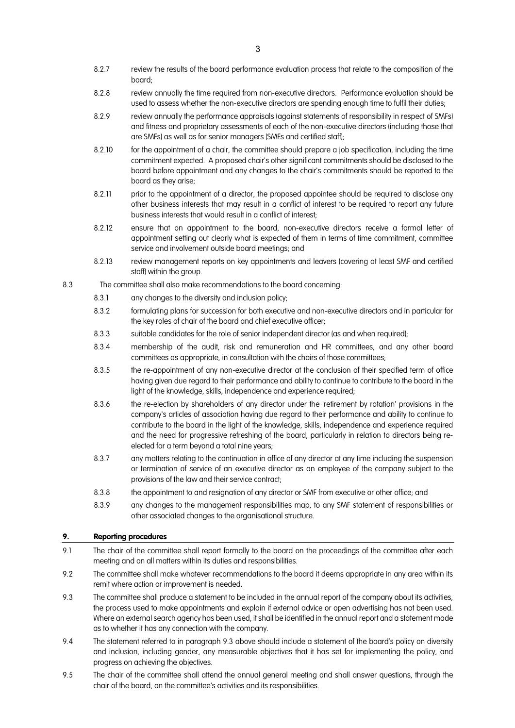8.2.7 review the results of the board performance evaluation process that relate to the composition of the board;

8.2.8 review annually the time required from non-executive directors. Performance evaluation should be used to assess whether the non-executive directors are spending enough time to fulfil their duties;

8.2.9 review annually the performance appraisals (against statements of responsibility in respect of SMFs) and fitness and proprietary assessments of each of the non-executive directors (including those that are SMFs) as well as for senior managers (SMFs and certified staff);

8.2.10 for the appointment of a chair, the committee should prepare a job specification, including the time commitment expected. A proposed chair's other significant commitments should be disclosed to the board before appointment and any changes to the chair's commitments should be reported to the board as they arise;

8.2.11 prior to the appointment of a director, the proposed appointee should be required to disclose any other business interests that may result in a conflict of interest to be required to report any future business interests that would result in a conflict of interest;

8.2.12 ensure that on appointment to the board, non-executive directors receive a formal letter of appointment setting out clearly what is expected of them in terms of time commitment, committee service and involvement outside board meetings; and

8.2.13 review management reports on key appointments and leavers (covering at least SMF and certified staff) within the group.

8.3 The committee shall also make recommendations to the board concerning:

8.3.1 any changes to the diversity and inclusion policy;

8.3.2 formulating plans for succession for both executive and non-executive directors and in particular for the key roles of chair of the board and chief executive officer;

8.3.3 suitable candidates for the role of senior independent director (as and when required);

8.3.4 membership of the audit, risk and remuneration and HR committees, and any other board committees as appropriate, in consultation with the chairs of those committees;

8.3.5 the re-appointment of any non-executive director at the conclusion of their specified term of office having given due regard to their performance and ability to continue to contribute to the board in the light of the knowledge, skills, independence and experience required;

8.3.6 the re-election by shareholders of any director under the 'retirement by rotation' provisions in the company's articles of association having due regard to their performance and ability to continue to contribute to the board in the light of the knowledge, skills, independence and experience required and the need for progressive refreshing of the board, particularly in relation to directors being re-elected for a term beyond a total nine years;

8.3.7 any matters relating to the continuation in office of any director at any time including the suspension or termination of service of an executive director as an employee of the company subject to the provisions of the law and their service contract;

8.3.8 the appointment to and resignation of any director or SMF from executive or other office; and

8.3.9 any changes to the management responsibilities map, to any SMF statement of responsibilities or other associated changes to the organisational structure.

## 9. Reporting procedures

9.1 The chair of the committee shall report formally to the board on the proceedings of the committee after each meeting and on all matters within its duties and responsibilities.

9.2 The committee shall make whatever recommendations to the board it deems appropriate in any area within its remit where action or improvement is needed.

9.3 The committee shall produce a statement to be included in the annual report of the company about its activities, the process used to make appointments and explain if external advice or open advertising has not been used. Where an external search agency has been used, it shall be identified in the annual report and a statement made as to whether it has any connection with the company.

9.4 The statement referred to in paragraph 9.3 above should include a statement of the board's policy on diversity and inclusion, including gender, any measurable objectives that it has set for implementing the policy, and progress on achieving the objectives.

9.5 The chair of the committee shall attend the annual general meeting and shall answer questions, through the chair of the board, on the committee's activities and its responsibilities.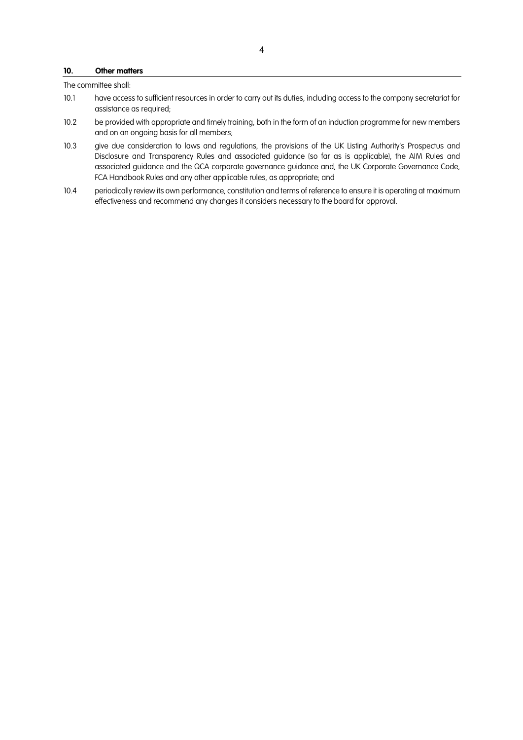## 10. Other matters

The committee shall:

10.1 have access to sufficient resources in order to carry out its duties, including access to the company secretariat for assistance as required;

10.2 be provided with appropriate and timely training, both in the form of an induction programme for new members and on an ongoing basis for all members;

10.3 give due consideration to laws and regulations, the provisions of the UK Listing Authority's Prospectus and Disclosure and Transparency Rules and associated guidance (so far as is applicable), the AIM Rules and associated guidance and the QCA corporate governance guidance and, the UK Corporate Governance Code, FCA Handbook Rules and any other applicable rules, as appropriate; and

10.4 periodically review its own performance, constitution and terms of reference to ensure it is operating at maximum effectiveness and recommend any changes it considers necessary to the board for approval.